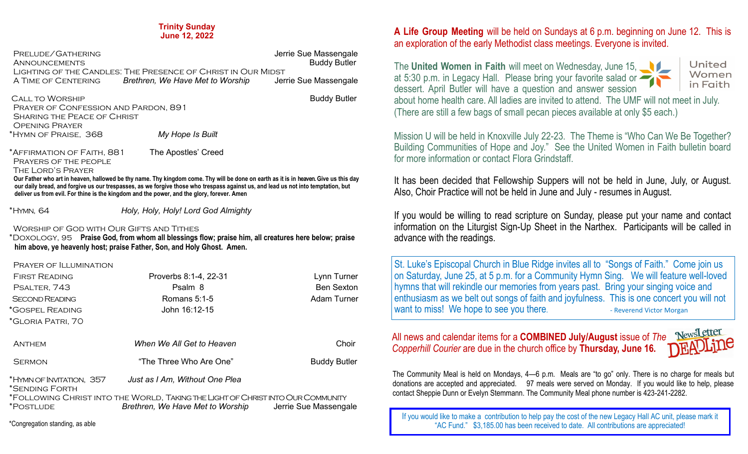**Trinity Sunday**
**June 12, 2022**

Prelude/Gathering — Jerrie Sue Massengale
Announcements — Buddy Butler
Lighting of the Candles: The Presence of Christ in Our Midst
A Time of Centering — *Brethren, We Have Met to Worship* — Jerrie Sue Massengale

Call to Worship — Buddy Butler
Prayer of Confession and Pardon, 891
Sharing the Peace of Christ
Opening Prayer
*Hymn of Praise, 368 — *My Hope Is Built*

*Affirmation of Faith, 881 — The Apostles' Creed
Prayers of the People
The Lord's Prayer

**Our Father who art in heaven, hallowed be thy name. Thy kingdom come. Thy will be done on earth as it is in heaven. Give us this day our daily bread, and forgive us our trespasses, as we forgive those who trespass against us, and lead us not into temptation, but deliver us from evil. For thine is the kingdom and the power, and the glory, forever. Amen**

*Hymn, 64 — *Holy, Holy, Holy! Lord God Almighty*

Worship of God with Our Gifts and Tithes
*Doxology, 95 **Praise God, from whom all blessings flow; praise him, all creatures here below; praise him above, ye heavenly host; praise Father, Son, and Holy Ghost. Amen.**

Prayer of Illumination
First Reading — Proverbs 8:1-4, 22-31 — Lynn Turner
Psalter, 743 — Psalm 8 — Ben Sexton
Second Reading — Romans 5:1-5 — Adam Turner
*Gospel Reading — John 16:12-15
*Gloria Patri, 70

Anthem — *When We All Get to Heaven* — Choir

Sermon — "The Three Who Are One" — Buddy Butler

*Hymn of Invitation, 357 — *Just as I Am, Without One Plea*
*Sending Forth
*Following Christ into the World, Taking the Light of Christ into Our Community
*Postlude — *Brethren, We Have Met to Worship* — Jerrie Sue Massengale

*Congregation standing, as able

**A Life Group Meeting** will be held on Sundays at 6 p.m. beginning on June 12. This is an exploration of the early Methodist class meetings. Everyone is invited.

The **United Women in Faith** will meet on Wednesday, June 15, at 5:30 p.m. in Legacy Hall. Please bring your favorite salad or dessert. April Butler will have a question and answer session about home health care. All ladies are invited to attend. The UMF will not meet in July. (There are still a few bags of small pecan pieces available at only $5 each.)

United Women in Faith

Mission U will be held in Knoxville July 22-23. The Theme is "Who Can We Be Together? Building Communities of Hope and Joy." See the United Women in Faith bulletin board for more information or contact Flora Grindstaff.

It has been decided that Fellowship Suppers will not be held in June, July, or August. Also, Choir Practice will not be held in June and July - resumes in August.

If you would be willing to read scripture on Sunday, please put your name and contact information on the Liturgist Sign-Up Sheet in the Narthex. Participants will be called in advance with the readings.

St. Luke's Episcopal Church in Blue Ridge invites all to "Songs of Faith." Come join us on Saturday, June 25, at 5 p.m. for a Community Hymn Sing. We will feature well-loved hymns that will rekindle our memories from years past. Bring your singing voice and enthusiasm as we belt out songs of faith and joyfulness. This is one concert you will not want to miss! We hope to see you there.

- Reverend Victor Morgan

All news and calendar items for a **COMBINED July/August** issue of *The Copperhill Courier* are due in the church office by **Thursday, June 16.**

NewsLetter DEADLine

The Community Meal is held on Mondays, 4—6 p.m. Meals are "to go" only. There is no charge for meals but donations are accepted and appreciated. 97 meals were served on Monday. If you would like to help, please contact Sheppie Dunn or Evelyn Stemmann. The Community Meal phone number is 423-241-2282.

If you would like to make a contribution to help pay the cost of the new Legacy Hall AC unit, please mark it "AC Fund." $3,185.00 has been received to date. All contributions are appreciated!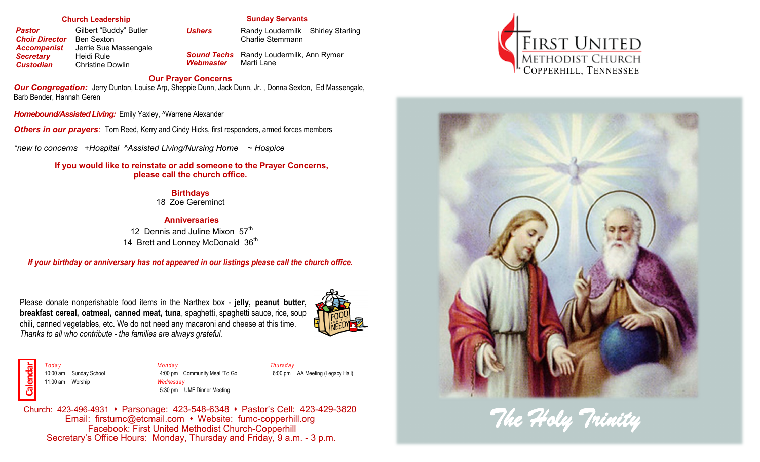## Church Leadership

| | |
|---|---|
| ***Pastor*** | Gilbert "Buddy" Butler |
| ***Choir Director*** | Ben Sexton |
| ***Accompanist*** | Jerrie Sue Massengale |
| ***Secretary*** | Heidi Rule |
| ***Custodian*** | Christine Dowlin |

## Sunday Servants

| | |
|---|---|
| ***Ushers*** | Randy Loudermilk Shirley Starling Charlie Stemmann |
| ***Sound Techs*** | Randy Loudermilk, Ann Rymer |
| ***Webmaster*** | Marti Lane |

## Our Prayer Concerns

***Our Congregation:*** Jerry Dunton, Louise Arp, Sheppie Dunn, Jack Dunn, Jr. , Donna Sexton, Ed Massengale, Barb Bender, Hannah Geren

***Homebound/Assisted Living:*** Emily Yaxley, ^Warrene Alexander

***Others in our prayers***: Tom Reed, Kerry and Cindy Hicks, first responders, armed forces members

*\*new to concerns +Hospital ^Assisted Living/Nursing Home ~ Hospice*

**If you would like to reinstate or add someone to the Prayer Concerns, please call the church office.**

## Birthdays

18 Zoe Geremin​ct

## Anniversaries

12 Dennis and Juline Mixon 57th

14 Brett and Lonney McDonald 36th

***If your birthday or anniversary has not appeared in our listings please call the church office.***

Please donate nonperishable food items in the Narthex box - **jelly, peanut butter, breakfast cereal, oatmeal, canned meat, tuna**, spaghetti, spaghetti sauce, rice, soup chili, canned vegetables, etc. We do not need any macaroni and cheese at this time. *Thanks to all who contribute - the families are always grateful.*

## Calendar

*Today*
10:00 am Sunday School
11:00 am Worship

*Monday*
4:00 pm Community Meal "To Go

*Wednesday*
5:30 pm UMF Dinner Meeting

*Thursday*
6:00 pm AA Meeting (Legacy Hall)

Church: 423-496-4931 • Parsonage: 423-548-6348 • Pastor's Cell: 423-429-3820
Email: firstumc@etcmail.com • Website: fumc-copperhill.org
Facebook: First United Methodist Church-Copperhill
Secretary's Office Hours: Monday, Thursday and Friday, 9 a.m. - 3 p.m.

# First United Methodist Church
Copperhill, Tennessee

*The Holy Trinity*